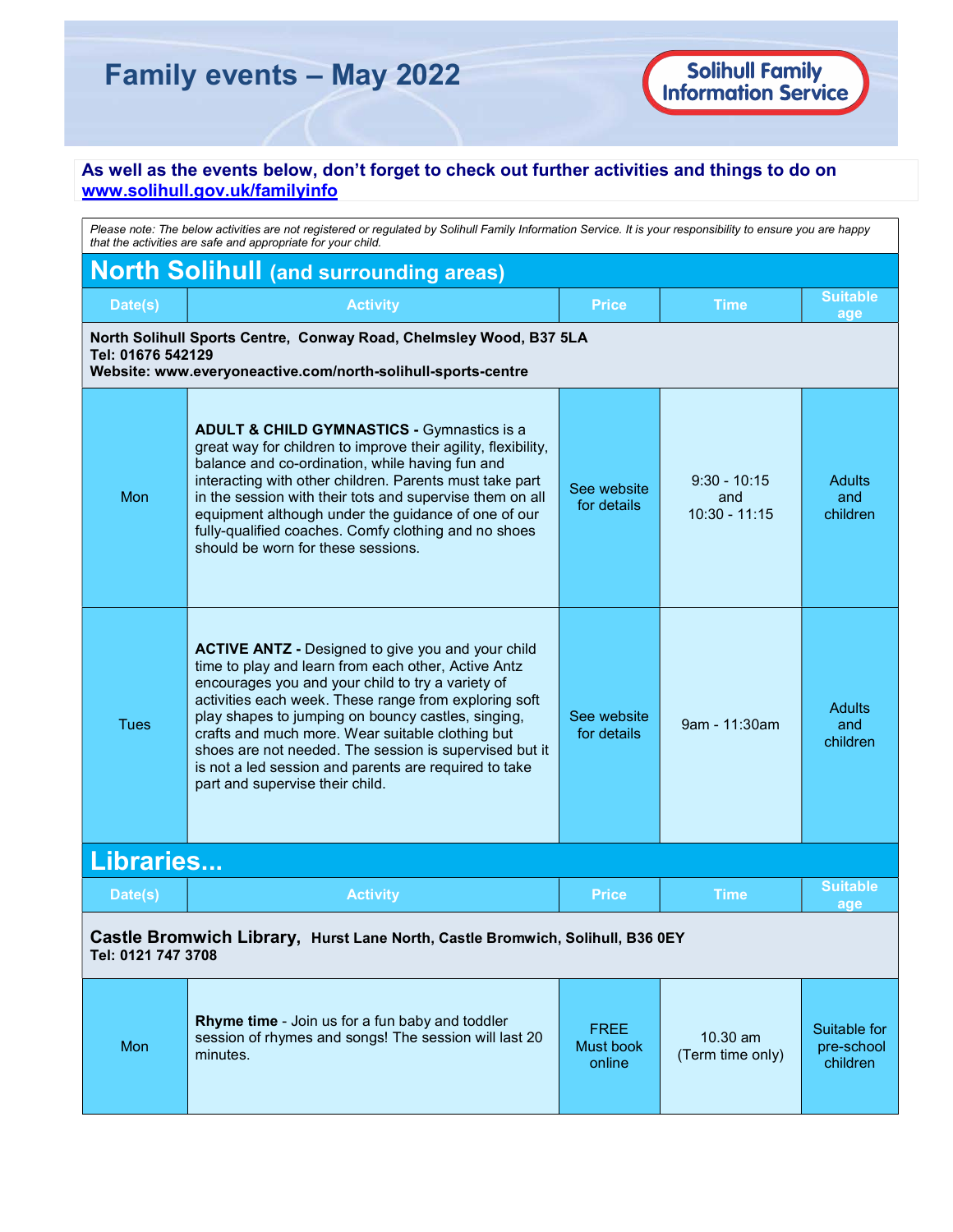# Family events – May 2022

Solihull Family Information Service

**As well as the events below, don't forget to check out further activities and things to do on [www.solihull.gov.uk/familyinfo](http://www.solihull.gov.uk/familyinfo)**

*Please note: The below activities are not registered or regulated by Solihull Family Information Service. It is your responsibility to ensure you are happy that the activities are safe and appropriate for your child.*

## North Solihull (and surrounding areas)

| Date(s) | Activity | Price | Time | Suitable age |
|---|---|---|---|---|
| **North Solihull Sports Centre, Conway Road, Chelmsley Wood, B37 5LA** Tel: 01676 542129 Website: www.everyoneactive.com/north-solihull-sports-centre | | | | |
| Mon | **ADULT & CHILD GYMNASTICS -** Gymnastics is a great way for children to improve their agility, flexibility, balance and co-ordination, while having fun and interacting with other children. Parents must take part in the session with their tots and supervise them on all equipment although under the guidance of one of our fully-qualified coaches. Comfy clothing and no shoes should be worn for these sessions. | See website for details | 9:30 - 10:15 and 10:30 - 11:15 | Adults and children |
| Tues | **ACTIVE ANTZ -** Designed to give you and your child time to play and learn from each other, Active Antz encourages you and your child to try a variety of activities each week. These range from exploring soft play shapes to jumping on bouncy castles, singing, crafts and much more. Wear suitable clothing but shoes are not needed. The session is supervised but it is not a led session and parents are required to take part and supervise their child. | See website for details | 9am - 11:30am | Adults and children |

## Libraries...

| Date(s) | Activity | Price | Time | Suitable age |
|---|---|---|---|---|
| **Castle Bromwich Library, Hurst Lane North, Castle Bromwich, Solihull, B36 0EY** Tel: 0121 747 3708 | | | | |
| Mon | **Rhyme time** - Join us for a fun baby and toddler session of rhymes and songs! The session will last 20 minutes. | FREE Must book online | 10.30 am (Term time only) | Suitable for pre-school children |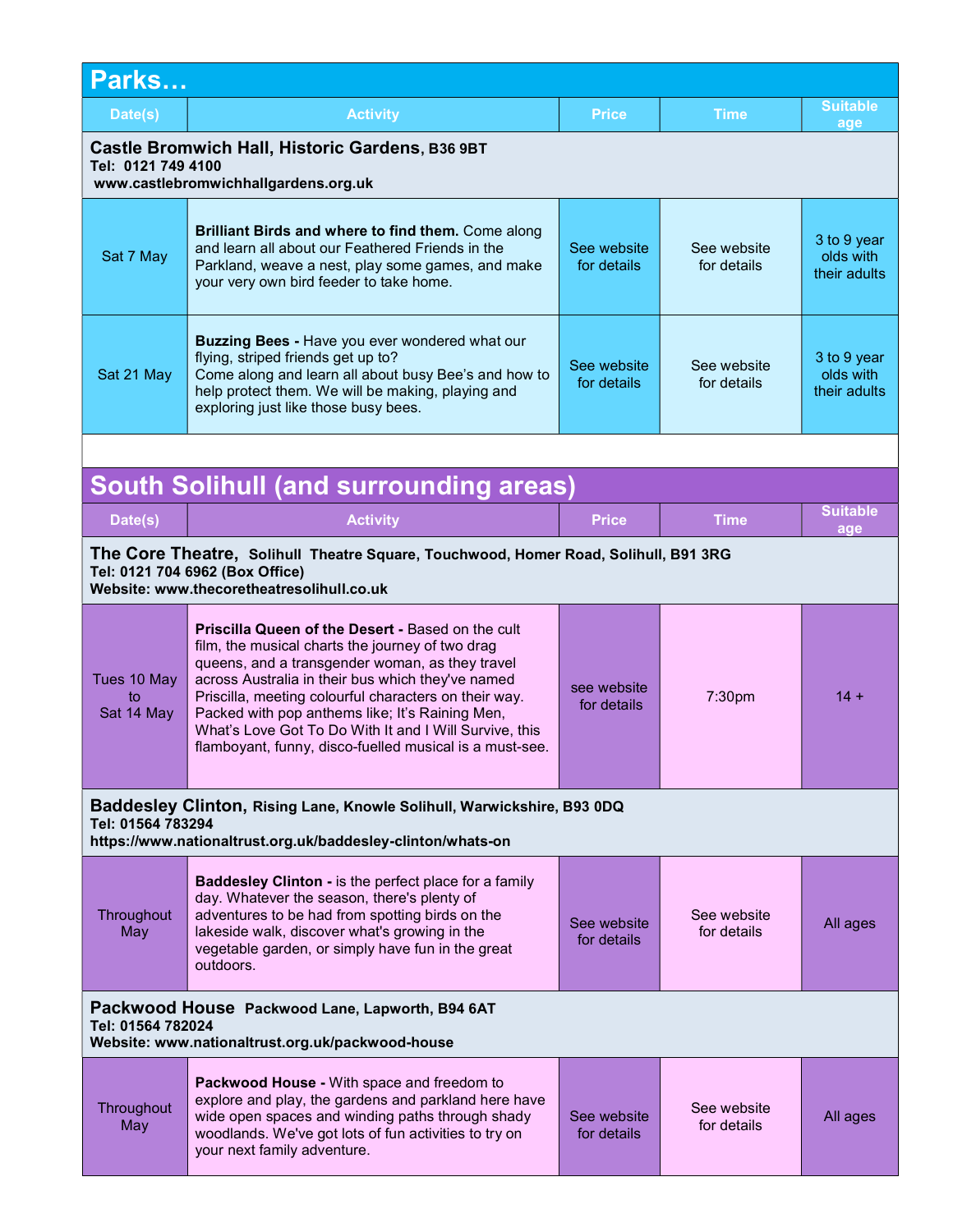## Parks…

| Date(s) | Activity | Price | Time | Suitable age |
|---|---|---|---|---|
| **Castle Bromwich Hall, Historic Gardens, B36 9BT**<br>**Tel: 0121 749 4100**<br>**www.castlebromwichhallgardens.org.uk** | | | | |
| Sat 7 May | **Brilliant Birds and where to find them.** Come along and learn all about our Feathered Friends in the Parkland, weave a nest, play some games, and make your very own bird feeder to take home. | See website for details | See website for details | 3 to 9 year olds with their adults |
| Sat 21 May | **Buzzing Bees -** Have you ever wondered what our flying, striped friends get up to? Come along and learn all about busy Bee's and how to help protect them. We will be making, playing and exploring just like those busy bees. | See website for details | See website for details | 3 to 9 year olds with their adults |

## South Solihull (and surrounding areas)

| Date(s) | Activity | Price | Time | Suitable age |
|---|---|---|---|---|
| **The Core Theatre, Solihull Theatre Square, Touchwood, Homer Road, Solihull, B91 3RG**<br>**Tel: 0121 704 6962 (Box Office)**<br>**Website: www.thecoretheatresolihull.co.uk** | | | | |
| Tues 10 May to Sat 14 May | **Priscilla Queen of the Desert -** Based on the cult film, the musical charts the journey of two drag queens, and a transgender woman, as they travel across Australia in their bus which they've named Priscilla, meeting colourful characters on their way. Packed with pop anthems like; It's Raining Men, What's Love Got To Do With It and I Will Survive, this flamboyant, funny, disco-fuelled musical is a must-see. | see website for details | 7:30pm | 14 + |
| **Baddesley Clinton, Rising Lane, Knowle Solihull, Warwickshire, B93 0DQ**<br>**Tel: 01564 783294**<br>**https://www.nationaltrust.org.uk/baddesley-clinton/whats-on** | | | | |
| Throughout May | **Baddesley Clinton -** is the perfect place for a family day. Whatever the season, there's plenty of adventures to be had from spotting birds on the lakeside walk, discover what's growing in the vegetable garden, or simply have fun in the great outdoors. | See website for details | See website for details | All ages |
| **Packwood House Packwood Lane, Lapworth, B94 6AT**<br>**Tel: 01564 782024**<br>**Website: www.nationaltrust.org.uk/packwood-house** | | | | |
| Throughout May | **Packwood House -** With space and freedom to explore and play, the gardens and parkland here have wide open spaces and winding paths through shady woodlands. We've got lots of fun activities to try on your next family adventure. | See website for details | See website for details | All ages |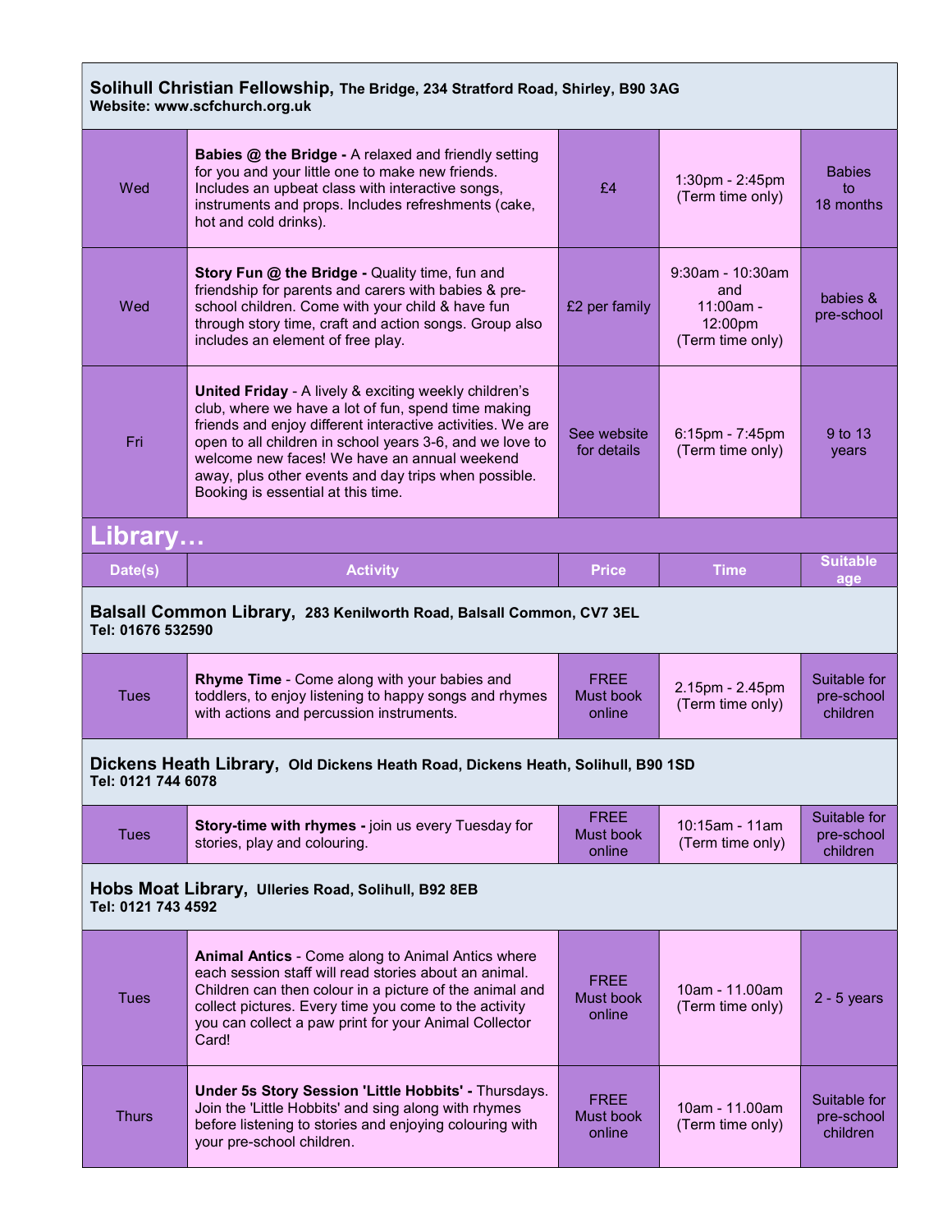| | | | | |
|---|---|---|---|---|
| **Solihull Christian Fellowship, The Bridge, 234 Stratford Road, Shirley, B90 3AG** **Website: www.scfchurch.org.uk** | | | | |
| Wed | **Babies @ the Bridge -** A relaxed and friendly setting for you and your little one to make new friends. Includes an upbeat class with interactive songs, instruments and props. Includes refreshments (cake, hot and cold drinks). | £4 | 1:30pm - 2:45pm (Term time only) | Babies to 18 months |
| Wed | **Story Fun @ the Bridge -** Quality time, fun and friendship for parents and carers with babies & pre-school children. Come with your child & have fun through story time, craft and action songs. Group also includes an element of free play. | £2 per family | 9:30am - 10:30am and 11:00am - 12:00pm (Term time only) | babies & pre-school |
| Fri | **United Friday** - A lively & exciting weekly children's club, where we have a lot of fun, spend time making friends and enjoy different interactive activities. We are open to all children in school years 3-6, and we love to welcome new faces! We have an annual weekend away, plus other events and day trips when possible. Booking is essential at this time. | See website for details | 6:15pm - 7:45pm (Term time only) | 9 to 13 years |

## Library…

| Date(s) | Activity | Price | Time | Suitable age |
|---|---|---|---|---|
| **Balsall Common Library, 283 Kenilworth Road, Balsall Common, CV7 3EL** **Tel: 01676 532590** | | | | |
| Tues | **Rhyme Time** - Come along with your babies and toddlers, to enjoy listening to happy songs and rhymes with actions and percussion instruments. | FREE Must book online | 2.15pm - 2.45pm (Term time only) | Suitable for pre-school children |
| **Dickens Heath Library, Old Dickens Heath Road, Dickens Heath, Solihull, B90 1SD** **Tel: 0121 744 6078** | | | | |
| Tues | **Story-time with rhymes -** join us every Tuesday for stories, play and colouring. | FREE Must book online | 10:15am - 11am (Term time only) | Suitable for pre-school children |
| **Hobs Moat Library, Ulleries Road, Solihull, B92 8EB** **Tel: 0121 743 4592** | | | | |
| Tues | **Animal Antics** - Come along to Animal Antics where each session staff will read stories about an animal. Children can then colour in a picture of the animal and collect pictures. Every time you come to the activity you can collect a paw print for your Animal Collector Card! | FREE Must book online | 10am - 11.00am (Term time only) | 2 - 5 years |
| Thurs | **Under 5s Story Session 'Little Hobbits' -** Thursdays. Join the 'Little Hobbits' and sing along with rhymes before listening to stories and enjoying colouring with your pre-school children. | FREE Must book online | 10am - 11.00am (Term time only) | Suitable for pre-school children |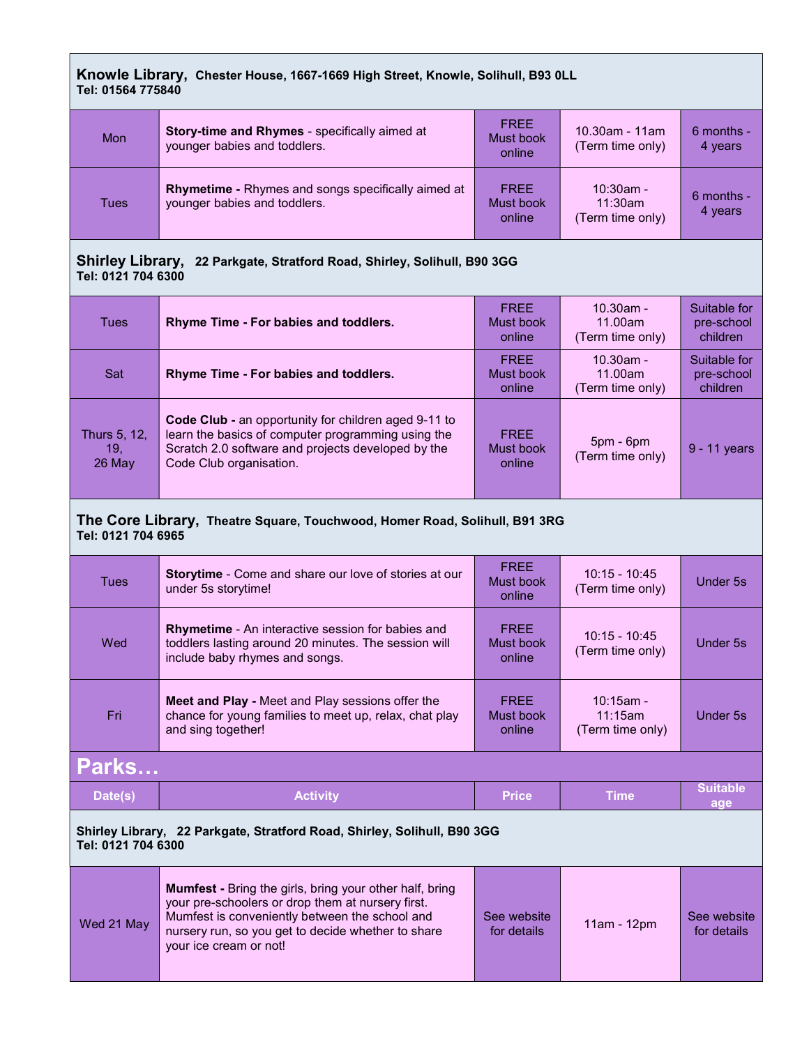**Knowle Library,** **Chester House, 1667-1669 High Street, Knowle, Solihull, B93 0LL**
**Tel: 01564 775840**

| | | | | |
|---|---|---|---|---|
| Mon | **Story-time and Rhymes** - specifically aimed at younger babies and toddlers. | FREE Must book online | 10.30am - 11am (Term time only) | 6 months - 4 years |
| Tues | **Rhymetime -** Rhymes and songs specifically aimed at younger babies and toddlers. | FREE Must book online | 10:30am - 11:30am (Term time only) | 6 months - 4 years |

**Shirley Library,** **22 Parkgate, Stratford Road, Shirley, Solihull, B90 3GG**
**Tel: 0121 704 6300**

| | | | | |
|---|---|---|---|---|
| Tues | **Rhyme Time - For babies and toddlers.** | FREE Must book online | 10.30am - 11.00am (Term time only) | Suitable for pre-school children |
| Sat | **Rhyme Time - For babies and toddlers.** | FREE Must book online | 10.30am - 11.00am (Term time only) | Suitable for pre-school children |
| Thurs 5, 12, 19, 26 May | **Code Club -** an opportunity for children aged 9-11 to learn the basics of computer programming using the Scratch 2.0 software and projects developed by the Code Club organisation. | FREE Must book online | 5pm - 6pm (Term time only) | 9 - 11 years |

**The Core Library,** **Theatre Square, Touchwood, Homer Road, Solihull, B91 3RG**
**Tel: 0121 704 6965**

| | | | | |
|---|---|---|---|---|
| Tues | **Storytime** - Come and share our love of stories at our under 5s storytime! | FREE Must book online | 10:15 - 10:45 (Term time only) | Under 5s |
| Wed | **Rhymetime** - An interactive session for babies and toddlers lasting around 20 minutes. The session will include baby rhymes and songs. | FREE Must book online | 10:15 - 10:45 (Term time only) | Under 5s |
| Fri | **Meet and Play -** Meet and Play sessions offer the chance for young families to meet up, relax, chat play and sing together! | FREE Must book online | 10:15am - 11:15am (Term time only) | Under 5s |

## Parks…

| Date(s) | Activity | Price | Time | Suitable age |
|---|---|---|---|---|
| **Shirley Library, 22 Parkgate, Stratford Road, Shirley, Solihull, B90 3GG Tel: 0121 704 6300** | | | | |
| Wed 21 May | **Mumfest -** Bring the girls, bring your other half, bring your pre-schoolers or drop them at nursery first. Mumfest is conveniently between the school and nursery run, so you get to decide whether to share your ice cream or not! | See website for details | 11am - 12pm | See website for details |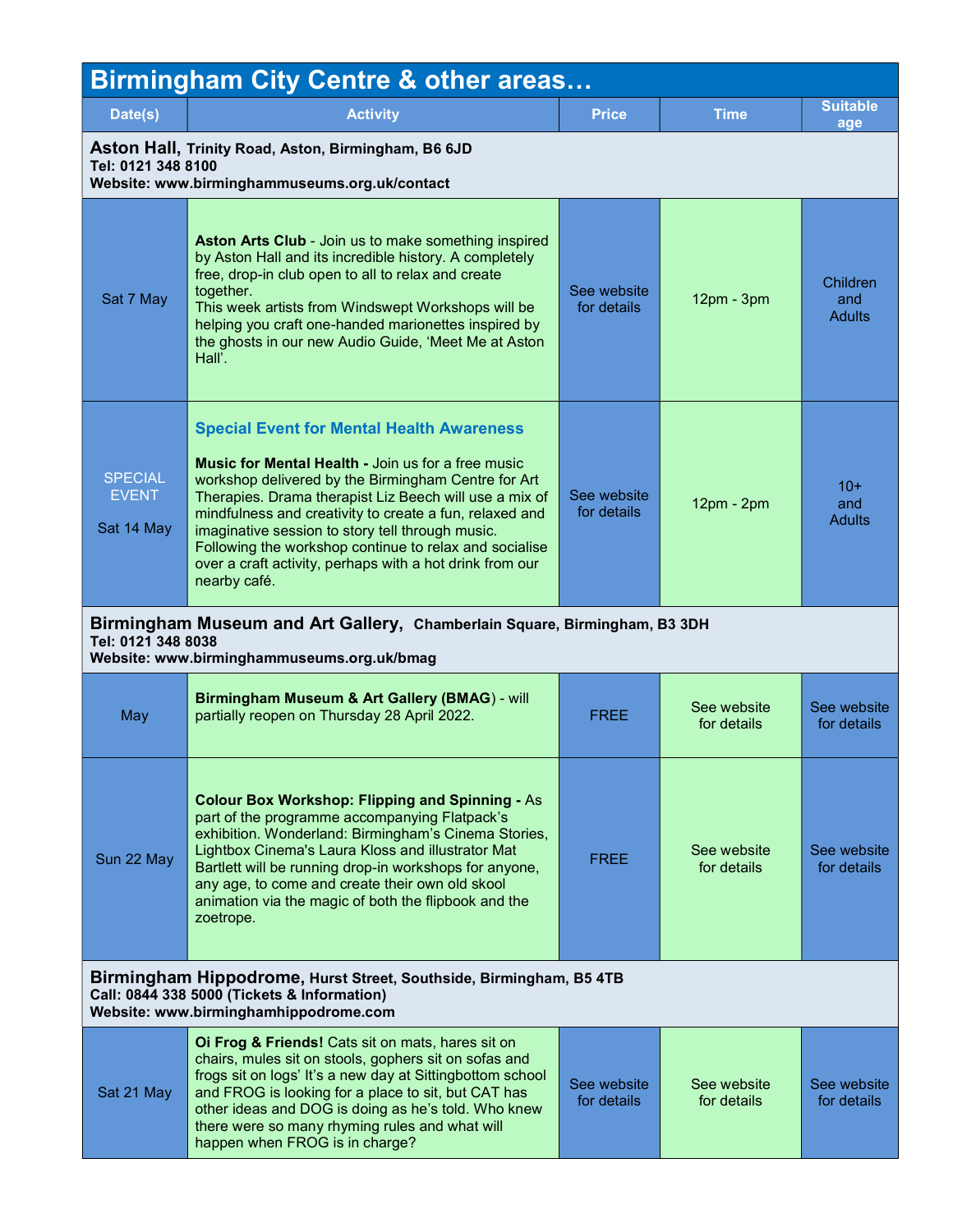# Birmingham City Centre & other areas…

| Date(s) | Activity | Price | Time | Suitable age |
|---|---|---|---|---|
| **Aston Hall,** **Trinity Road, Aston, Birmingham, B6 6JD** **Tel: 0121 348 8100** **Website: www.birminghammuseums.org.uk/contact** | | | | |
| Sat 7 May | **Aston Arts Club** - Join us to make something inspired by Aston Hall and its incredible history. A completely free, drop-in club open to all to relax and create together. This week artists from Windswept Workshops will be helping you craft one-handed marionettes inspired by the ghosts in our new Audio Guide, 'Meet Me at Aston Hall'. | See website for details | 12pm - 3pm | Children and Adults |
| SPECIAL EVENT Sat 14 May | **Special Event for Mental Health Awareness** **Music for Mental Health -** Join us for a free music workshop delivered by the Birmingham Centre for Art Therapies. Drama therapist Liz Beech will use a mix of mindfulness and creativity to create a fun, relaxed and imaginative session to story tell through music. Following the workshop continue to relax and socialise over a craft activity, perhaps with a hot drink from our nearby café. | See website for details | 12pm - 2pm | 10+ and Adults |
| **Birmingham Museum and Art Gallery,** **Chamberlain Square, Birmingham, B3 3DH** **Tel: 0121 348 8038** **Website: www.birminghammuseums.org.uk/bmag** | | | | |
| May | **Birmingham Museum & Art Gallery (BMAG**) - will partially reopen on Thursday 28 April 2022. | FREE | See website for details | See website for details |
| Sun 22 May | **Colour Box Workshop: Flipping and Spinning -** As part of the programme accompanying Flatpack's exhibition. Wonderland: Birmingham's Cinema Stories, Lightbox Cinema's Laura Kloss and illustrator Mat Bartlett will be running drop-in workshops for anyone, any age, to come and create their own old skool animation via the magic of both the flipbook and the zoetrope. | FREE | See website for details | See website for details |
| **Birmingham Hippodrome,** **Hurst Street, Southside, Birmingham, B5 4TB** **Call: 0844 338 5000 (Tickets & Information)** **Website: www.birminghamhippodrome.com** | | | | |
| Sat 21 May | **Oi Frog & Friends!** Cats sit on mats, hares sit on chairs, mules sit on stools, gophers sit on sofas and frogs sit on logs' It's a new day at Sittingbottom school and FROG is looking for a place to sit, but CAT has other ideas and DOG is doing as he's told. Who knew there were so many rhyming rules and what will happen when FROG is in charge? | See website for details | See website for details | See website for details |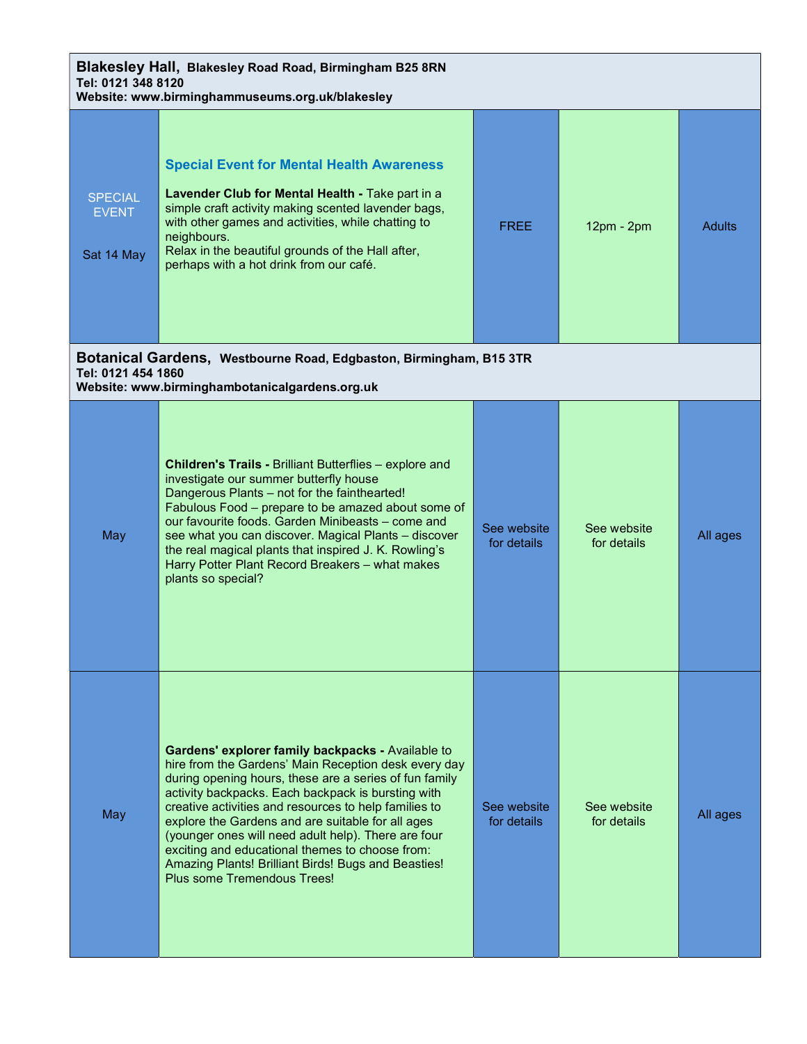## Blakesley Hall, Blakesley Road Road, Birmingham B25 8RN

**Tel: 0121 348 8120**
**Website: www.birminghammuseums.org.uk/blakesley**

| Date | Event | Cost | Time | Age |
|---|---|---|---|---|
| SPECIAL EVENT<br><br>Sat 14 May | **Special Event for Mental Health Awareness**<br><br>**Lavender Club for Mental Health -** Take part in a simple craft activity making scented lavender bags, with other games and activities, while chatting to neighbours.<br>Relax in the beautiful grounds of the Hall after, perhaps with a hot drink from our café. | FREE | 12pm - 2pm | Adults |

## Botanical Gardens, Westbourne Road, Edgbaston, Birmingham, B15 3TR

**Tel: 0121 454 1860**
**Website: www.birminghambotanicalgardens.org.uk**

| Date | Event | Cost | Time | Age |
|---|---|---|---|---|
| May | **Children's Trails -** Brilliant Butterflies – explore and investigate our summer butterfly house<br>Dangerous Plants – not for the fainthearted!<br>Fabulous Food – prepare to be amazed about some of our favourite foods. Garden Minibeasts – come and see what you can discover. Magical Plants – discover the real magical plants that inspired J. K. Rowling's Harry Potter Plant Record Breakers – what makes plants so special? | See website for details | See website for details | All ages |
| May | **Gardens' explorer family backpacks -** Available to hire from the Gardens' Main Reception desk every day during opening hours, these are a series of fun family activity backpacks. Each backpack is bursting with creative activities and resources to help families to explore the Gardens and are suitable for all ages (younger ones will need adult help). There are four exciting and educational themes to choose from: Amazing Plants! Brilliant Birds! Bugs and Beasties! Plus some Tremendous Trees! | See website for details | See website for details | All ages |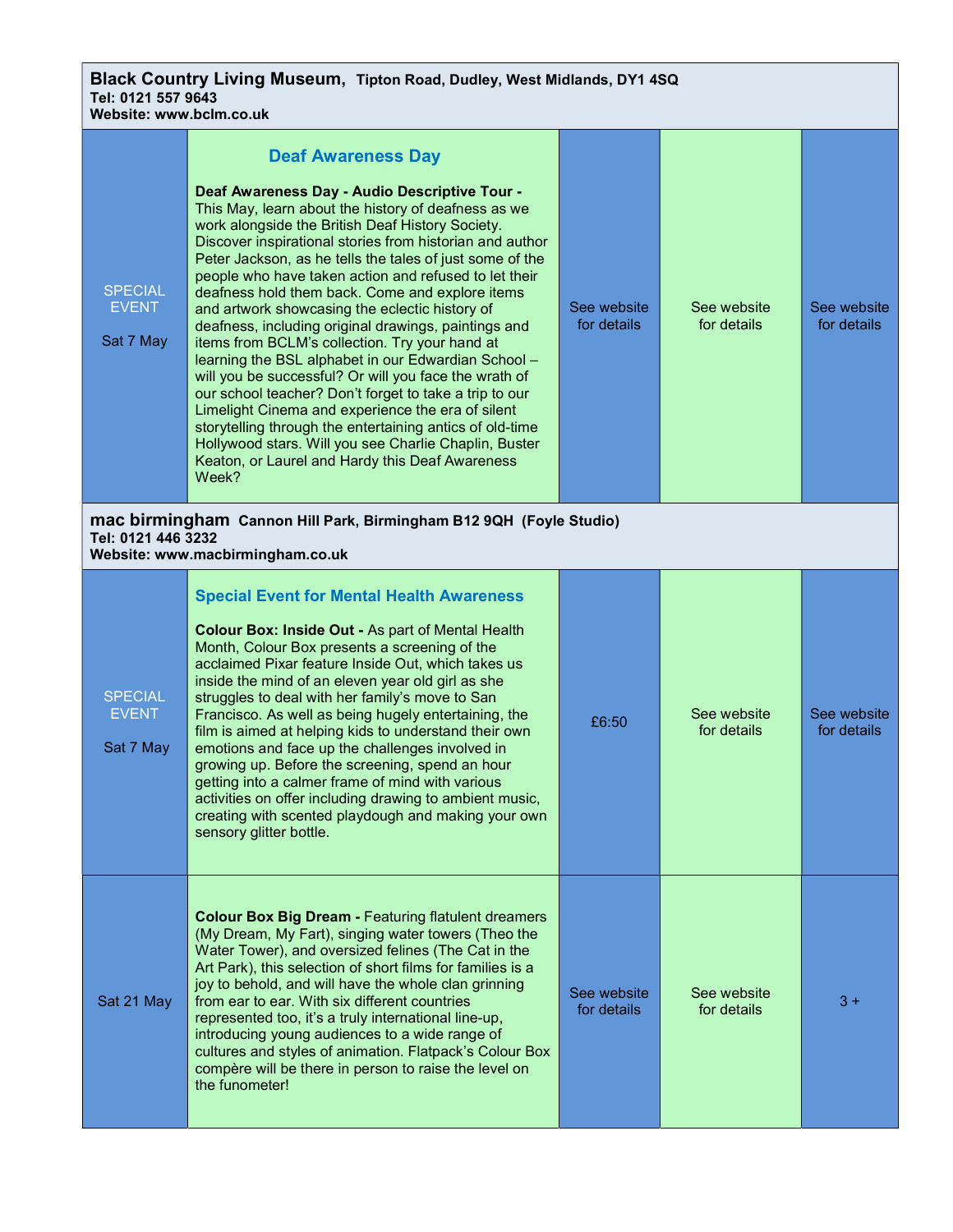**Black Country Living Museum,** **Tipton Road, Dudley, West Midlands, DY1 4SQ**
**Tel: 0121 557 9643**
**Website: www.bclm.co.uk**

| | | | | |
|---|---|---|---|---|
| SPECIAL EVENT<br><br>Sat 7 May | **Deaf Awareness Day**<br><br>**Deaf Awareness Day - Audio Descriptive Tour -** This May, learn about the history of deafness as we work alongside the British Deaf History Society. Discover inspirational stories from historian and author Peter Jackson, as he tells the tales of just some of the people who have taken action and refused to let their deafness hold them back. Come and explore items and artwork showcasing the eclectic history of deafness, including original drawings, paintings and items from BCLM's collection. Try your hand at learning the BSL alphabet in our Edwardian School – will you be successful? Or will you face the wrath of our school teacher? Don't forget to take a trip to our Limelight Cinema and experience the era of silent storytelling through the entertaining antics of old-time Hollywood stars. Will you see Charlie Chaplin, Buster Keaton, or Laurel and Hardy this Deaf Awareness Week? | See website for details | See website for details | See website for details |

**mac birmingham** **Cannon Hill Park, Birmingham B12 9QH (Foyle Studio)**
**Tel: 0121 446 3232**
**Website: www.macbirmingham.co.uk**

| | | | | |
|---|---|---|---|---|
| SPECIAL EVENT<br><br>Sat 7 May | **Special Event for Mental Health Awareness**<br><br>**Colour Box: Inside Out -** As part of Mental Health Month, Colour Box presents a screening of the acclaimed Pixar feature Inside Out, which takes us inside the mind of an eleven year old girl as she struggles to deal with her family's move to San Francisco. As well as being hugely entertaining, the film is aimed at helping kids to understand their own emotions and face up the challenges involved in growing up. Before the screening, spend an hour getting into a calmer frame of mind with various activities on offer including drawing to ambient music, creating with scented playdough and making your own sensory glitter bottle. | £6:50 | See website for details | See website for details |
| Sat 21 May | **Colour Box Big Dream -** Featuring flatulent dreamers (My Dream, My Fart), singing water towers (Theo the Water Tower), and oversized felines (The Cat in the Art Park), this selection of short films for families is a joy to behold, and will have the whole clan grinning from ear to ear. With six different countries represented too, it's a truly international line-up, introducing young audiences to a wide range of cultures and styles of animation. Flatpack's Colour Box compère will be there in person to raise the level on the funometer! | See website for details | See website for details | 3 + |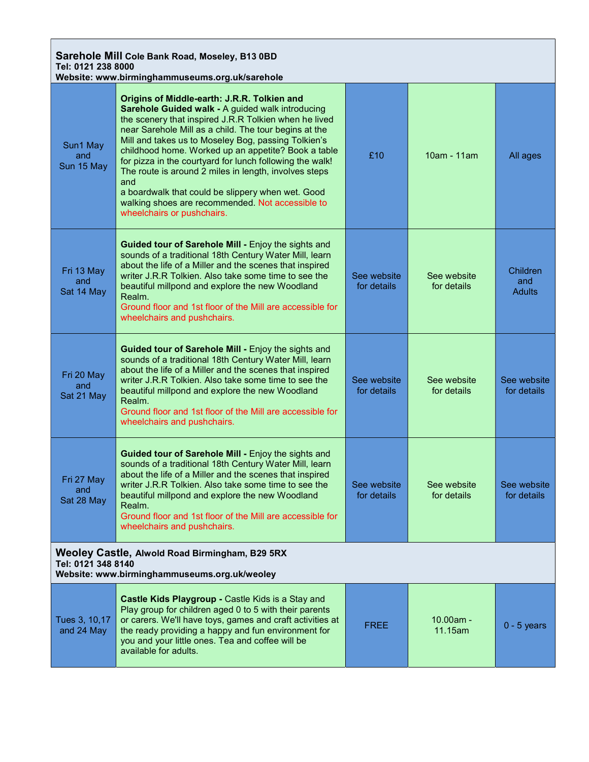**Sarehole Mill** **Cole Bank Road, Moseley, B13 0BD**
**Tel: 0121 238 8000**
**Website: www.birminghammuseums.org.uk/sarehole**

| | | | | |
|---|---|---|---|---|
| Sun1 May and Sun 15 May | **Origins of Middle-earth: J.R.R. Tolkien and Sarehole Guided walk -** A guided walk introducing the scenery that inspired J.R.R Tolkien when he lived near Sarehole Mill as a child. The tour begins at the Mill and takes us to Moseley Bog, passing Tolkien's childhood home. Worked up an appetite? Book a table for pizza in the courtyard for lunch following the walk! The route is around 2 miles in length, involves steps and a boardwalk that could be slippery when wet. Good walking shoes are recommended. Not accessible to wheelchairs or pushchairs. | £10 | 10am - 11am | All ages |
| Fri 13 May and Sat 14 May | **Guided tour of Sarehole Mill -** Enjoy the sights and sounds of a traditional 18th Century Water Mill, learn about the life of a Miller and the scenes that inspired writer J.R.R Tolkien. Also take some time to see the beautiful millpond and explore the new Woodland Realm. Ground floor and 1st floor of the Mill are accessible for wheelchairs and pushchairs. | See website for details | See website for details | Children and Adults |
| Fri 20 May and Sat 21 May | **Guided tour of Sarehole Mill -** Enjoy the sights and sounds of a traditional 18th Century Water Mill, learn about the life of a Miller and the scenes that inspired writer J.R.R Tolkien. Also take some time to see the beautiful millpond and explore the new Woodland Realm. Ground floor and 1st floor of the Mill are accessible for wheelchairs and pushchairs. | See website for details | See website for details | See website for details |
| Fri 27 May and Sat 28 May | **Guided tour of Sarehole Mill -** Enjoy the sights and sounds of a traditional 18th Century Water Mill, learn about the life of a Miller and the scenes that inspired writer J.R.R Tolkien. Also take some time to see the beautiful millpond and explore the new Woodland Realm. Ground floor and 1st floor of the Mill are accessible for wheelchairs and pushchairs. | See website for details | See website for details | See website for details |

**Weoley Castle,** **Alwold Road Birmingham, B29 5RX**
**Tel: 0121 348 8140**
**Website: www.birminghammuseums.org.uk/weoley**

| | | | | |
|---|---|---|---|---|
| Tues 3, 10,17 and 24 May | **Castle Kids Playgroup -** Castle Kids is a Stay and Play group for children aged 0 to 5 with their parents or carers. We'll have toys, games and craft activities at the ready providing a happy and fun environment for you and your little ones. Tea and coffee will be available for adults. | FREE | 10.00am - 11.15am | 0 - 5 years |